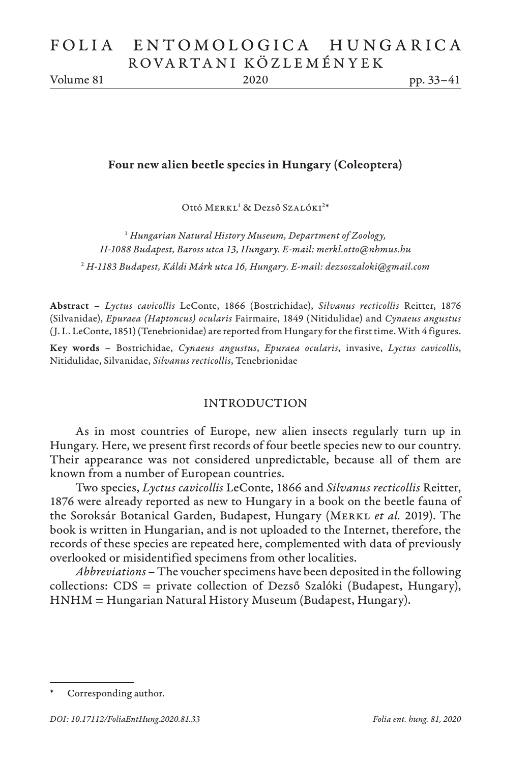# Four new alien beetle species in Hungary (Coleoptera)

Ottó Merkl[1] & Dezső Szalóki[2]*

[1] *Hungarian Natural History Museum, Department of Zoology, H-1088 Budapest, Baross utca 13, Hungary. E-mail: merkl.otto@nhmus.hu*

[2] *H-1183 Budapest, Káldi Márk utca 16, Hungary. E-mail: dezsoszaloki@gmail.com*

**Abstract** – *Lyctus cavicollis* LeConte, 1866 (Bostrichidae), *Silvanus recticollis* Reitter, 1876 (Silvanidae), *Epuraea (Haptoncus) ocularis* Fairmaire, 1849 (Nitidulidae) and *Cynaeus angustus* (J. L. LeConte, 1851) (Tenebrionidae) are reported from Hungary for the first time. With 4 figures.

**Key words** – Bostrichidae, *Cynaeus angustus*, *Epuraea ocularis*, invasive, *Lyctus cavicollis*, Nitidulidae, Silvanidae, *Silvanus recticollis*, Tenebrionidae

## INTRODUCTION

As in most countries of Europe, new alien insects regularly turn up in Hungary. Here, we present first records of four beetle species new to our country. Their appearance was not considered unpredictable, because all of them are known from a number of European countries.

Two species, *Lyctus cavicollis* LeConte, 1866 and *Silvanus recticollis* Reitter, 1876 were already reported as new to Hungary in a book on the beetle fauna of the Soroksár Botanical Garden, Budapest, Hungary (Merkl *et al.* 2019). The book is written in Hungarian, and is not uploaded to the Internet, therefore, the records of these species are repeated here, complemented with data of previously overlooked or misidentified specimens from other localities.

*Abbreviations* – The voucher specimens have been deposited in the following collections: CDS = private collection of Dezső Szalóki (Budapest, Hungary), HNHM = Hungarian Natural History Museum (Budapest, Hungary).

---

\* Corresponding author.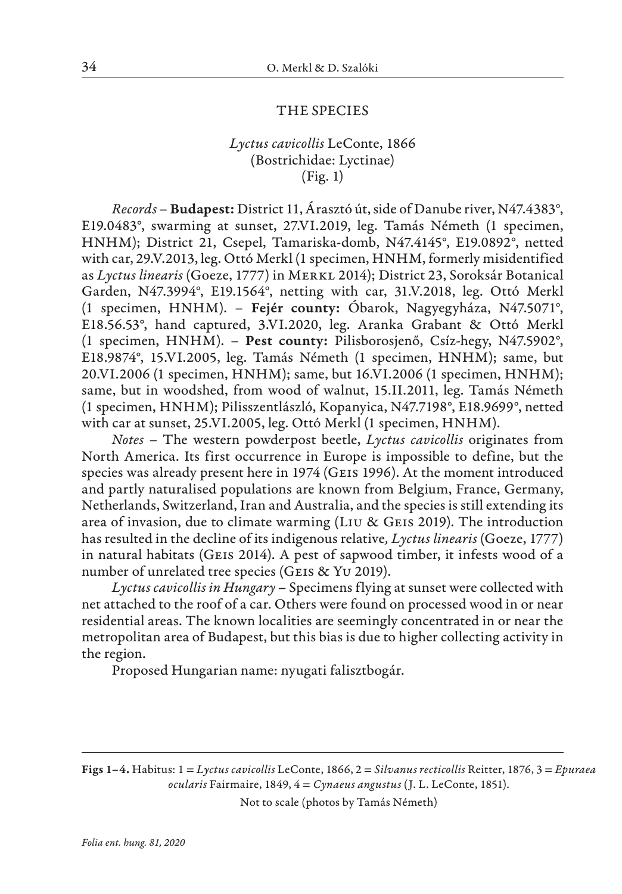## THE SPECIES

### *Lyctus cavicollis* LeConte, 1866 (Bostrichidae: Lyctinae) (Fig. 1)

*Records* – **Budapest:** District 11, Árasztó út, side of Danube river, N47.4383°, E19.0483°, swarming at sunset, 27.VI.2019, leg. Tamás Németh (1 specimen, HNHM); District 21, Csepel, Tamariska-domb, N47.4145°, E19.0892°, netted with car, 29.V.2013, leg. Ottó Merkl (1 specimen, HNHM, formerly misidentified as *Lyctus linearis* (Goeze, 1777) in Merkl 2014); District 23, Soroksár Botanical Garden, N47.3994°, E19.1564°, netting with car, 31.V.2018, leg. Ottó Merkl (1 specimen, HNHM). – **Fejér county:** Óbarok, Nagyegyháza, N47.5071°, E18.56.53°, hand captured, 3.VI.2020, leg. Aranka Grabant & Ottó Merkl (1 specimen, HNHM). – **Pest county:** Pilisborosjenő, Csíz-hegy, N47.5902°, E18.9874°, 15.VI.2005, leg. Tamás Németh (1 specimen, HNHM); same, but 20.VI.2006 (1 specimen, HNHM); same, but 16.VI.2006 (1 specimen, HNHM); same, but in woodshed, from wood of walnut, 15.II.2011, leg. Tamás Németh (1 specimen, HNHM); Pilisszentlászló, Kopanyica, N47.7198°, E18.9699°, netted with car at sunset, 25.VI.2005, leg. Ottó Merkl (1 specimen, HNHM).

*Notes* – The western powderpost beetle, *Lyctus cavicollis* originates from North America. Its first occurrence in Europe is impossible to define, but the species was already present here in 1974 (Geis 1996). At the moment introduced and partly naturalised populations are known from Belgium, France, Germany, Netherlands, Switzerland, Iran and Australia, and the species is still extending its area of invasion, due to climate warming (Liu & Geis 2019). The introduction has resulted in the decline of its indigenous relative*, Lyctus linearis* (Goeze, 1777) in natural habitats (Geis 2014). A pest of sapwood timber, it infests wood of a number of unrelated tree species (Geis & Yu 2019).

*Lyctus cavicollis in Hungary* – Specimens flying at sunset were collected with net attached to the roof of a car. Others were found on processed wood in or near residential areas. The known localities are seemingly concentrated in or near the metropolitan area of Budapest, but this bias is due to higher collecting activity in the region.

Proposed Hungarian name: nyugati falisztbogár.

**Figs 1–4.** Habitus: 1 = *Lyctus cavicollis* LeConte, 1866, 2 = *Silvanus recticollis* Reitter, 1876, 3 = *Epuraea ocularis* Fairmaire, 1849, 4 = *Cynaeus angustus* (J. L. LeConte, 1851). Not to scale (photos by Tamás Németh)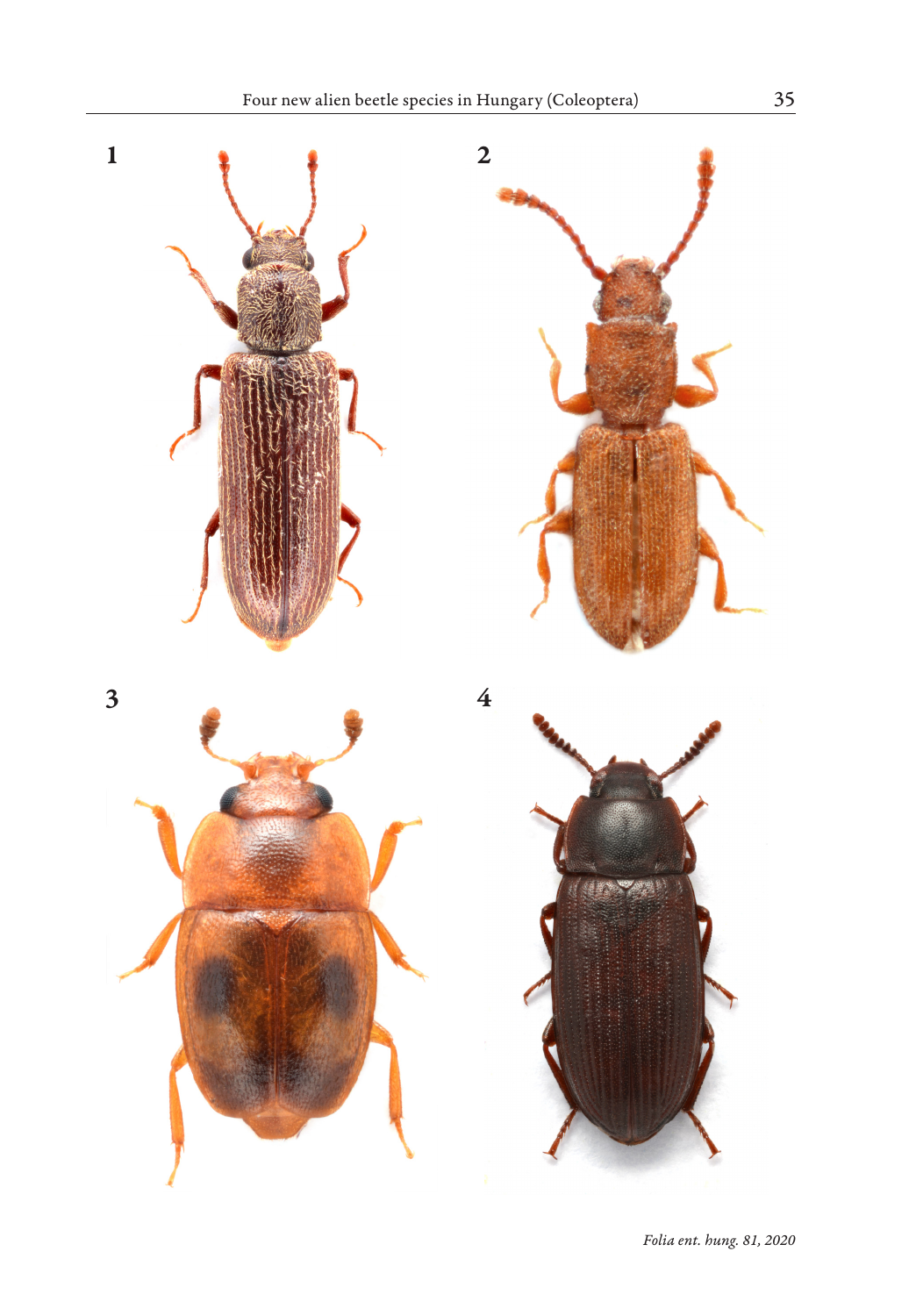1

2

3

4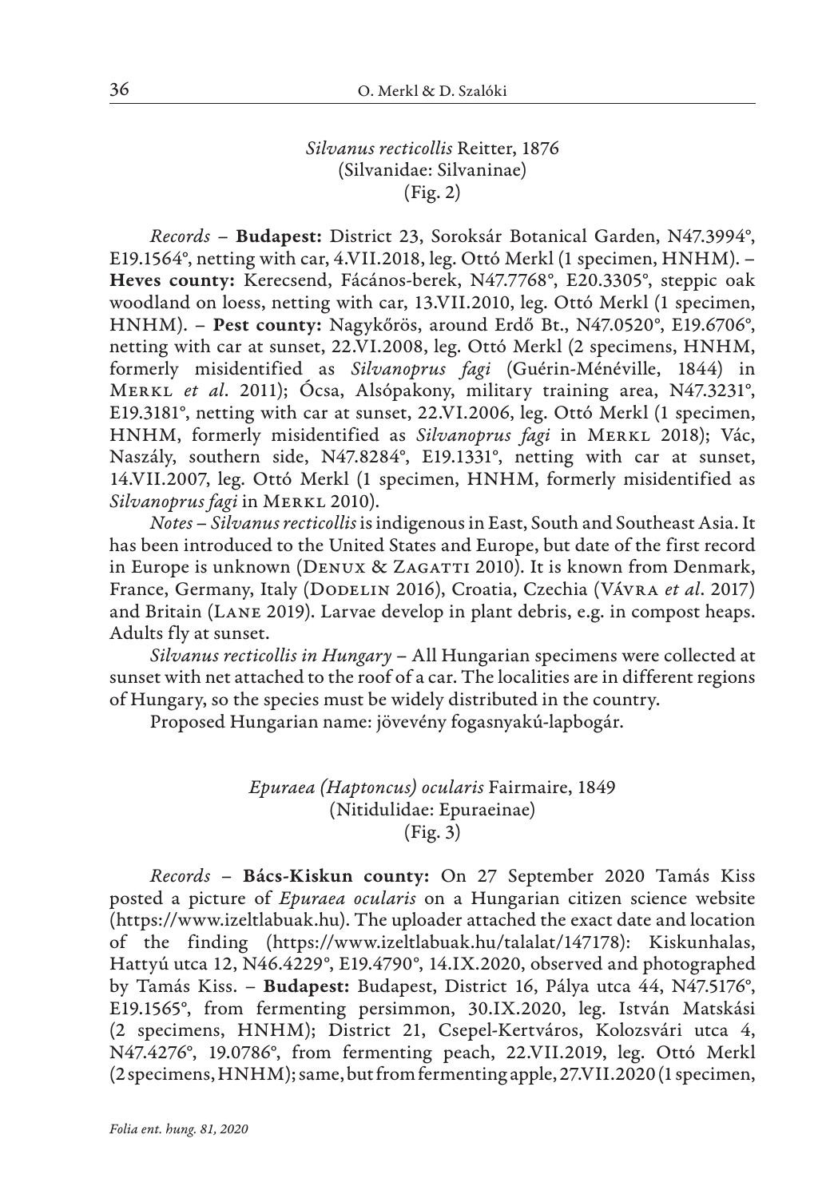*Silvanus recticollis* Reitter, 1876
(Silvanidae: Silvaninae)
(Fig. 2)

*Records* – **Budapest:** District 23, Soroksár Botanical Garden, N47.3994°, E19.1564°, netting with car, 4.VII.2018, leg. Ottó Merkl (1 specimen, HNHM). – **Heves county:** Kerecsend, Fácános-berek, N47.7768°, E20.3305°, steppic oak woodland on loess, netting with car, 13.VII.2010, leg. Ottó Merkl (1 specimen, HNHM). – **Pest county:** Nagykőrös, around Erdő Bt., N47.0520°, E19.6706°, netting with car at sunset, 22.VI.2008, leg. Ottó Merkl (2 specimens, HNHM, formerly misidentified as *Silvanoprus fagi* (Guérin-Méněville, 1844) in Merkl *et al*. 2011); Ócsa, Alsópakony, military training area, N47.3231°, E19.3181°, netting with car at sunset, 22.VI.2006, leg. Ottó Merkl (1 specimen, HNHM, formerly misidentified as *Silvanoprus fagi* in Merkl 2018); Vác, Naszály, southern side, N47.8284°, E19.1331°, netting with car at sunset, 14.VII.2007, leg. Ottó Merkl (1 specimen, HNHM, formerly misidentified as *Silvanoprus fagi* in Merkl 2010).

*Notes* – *Silvanus recticollis* is indigenous in East, South and Southeast Asia. It has been introduced to the United States and Europe, but date of the first record in Europe is unknown (Denux & Zagatti 2010). It is known from Denmark, France, Germany, Italy (Dodelin 2016), Croatia, Czechia (Vávra *et al*. 2017) and Britain (Lane 2019). Larvae develop in plant debris, e.g. in compost heaps. Adults fly at sunset.

*Silvanus recticollis in Hungary* – All Hungarian specimens were collected at sunset with net attached to the roof of a car. The localities are in different regions of Hungary, so the species must be widely distributed in the country.

Proposed Hungarian name: jövevény fogasnyakú-lapbogár.

*Epuraea (Haptoncus) ocularis* Fairmaire, 1849
(Nitidulidae: Epuraeinae)
(Fig. 3)

*Records* – **Bács-Kiskun county:** On 27 September 2020 Tamás Kiss posted a picture of *Epuraea ocularis* on a Hungarian citizen science website (https://www.izeltlabuak.hu). The uploader attached the exact date and location of the finding (https://www.izeltlabuak.hu/talalat/147178): Kiskunhalas, Hattyú utca 12, N46.4229°, E19.4790°, 14.IX.2020, observed and photographed by Tamás Kiss. – **Budapest:** Budapest, District 16, Pálya utca 44, N47.5176°, E19.1565°, from fermenting persimmon, 30.IX.2020, leg. István Matskási (2 specimens, HNHM); District 21, Csepel-Kertváros, Kolozsvári utca 4, N47.4276°, 19.0786°, from fermenting peach, 22.VII.2019, leg. Ottó Merkl (2 specimens, HNHM); same, but from fermenting apple, 27.VII.2020 (1 specimen,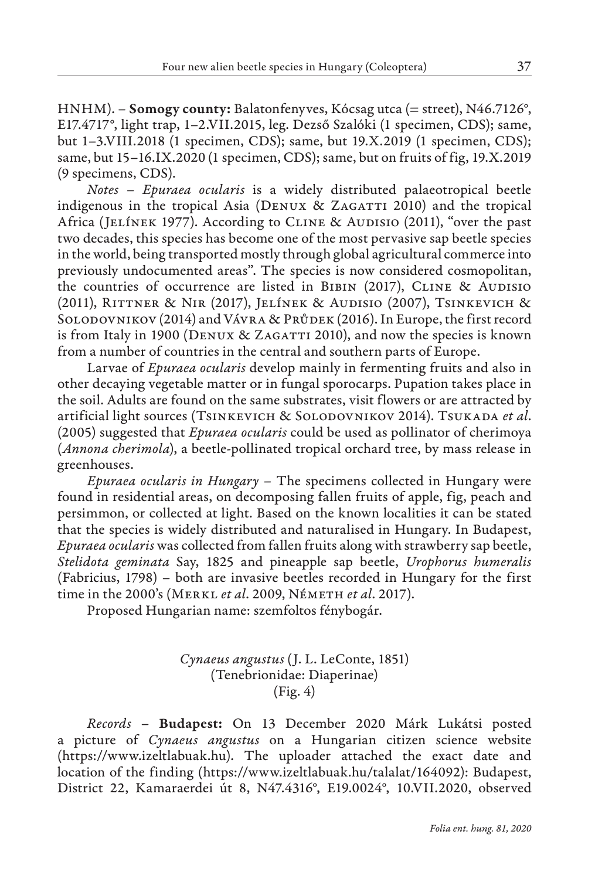HNHM). – **Somogy county:** Balatonfenyves, Kócsag utca (= street), N46.7126°, E17.4717°, light trap, 1–2.VII.2015, leg. Dezső Szalóki (1 specimen, CDS); same, but 1–3.VIII.2018 (1 specimen, CDS); same, but 19.X.2019 (1 specimen, CDS); same, but 15–16.IX.2020 (1 specimen, CDS); same, but on fruits of fig, 19.X.2019 (9 specimens, CDS).

*Notes* – *Epuraea ocularis* is a widely distributed palaeotropical beetle indigenous in the tropical Asia (Denux & Zagatti 2010) and the tropical Africa (Jelínek 1977). According to Cline & Audisio (2011), "over the past two decades, this species has become one of the most pervasive sap beetle species in the world, being transported mostly through global agricultural commerce into previously undocumented areas". The species is now considered cosmopolitan, the countries of occurrence are listed in Bibin (2017), Cline & Audisio (2011), Rittner & Nir (2017), Jelínek & Audisio (2007), Tsinkevich & Solodovnikov (2014) and Vávra & Průdek (2016). In Europe, the first record is from Italy in 1900 (Denux & Zagatti 2010), and now the species is known from a number of countries in the central and southern parts of Europe.

Larvae of *Epuraea ocularis* develop mainly in fermenting fruits and also in other decaying vegetable matter or in fungal sporocarps. Pupation takes place in the soil. Adults are found on the same substrates, visit flowers or are attracted by artificial light sources (Tsinkevich & Solodovnikov 2014). Tsukada *et al.* (2005) suggested that *Epuraea ocularis* could be used as pollinator of cherimoya (*Annona cherimola*), a beetle-pollinated tropical orchard tree, by mass release in greenhouses.

*Epuraea ocularis in Hungary* – The specimens collected in Hungary were found in residential areas, on decomposing fallen fruits of apple, fig, peach and persimmon, or collected at light. Based on the known localities it can be stated that the species is widely distributed and naturalised in Hungary. In Budapest, *Epuraea ocularis* was collected from fallen fruits along with strawberry sap beetle, *Stelidota geminata* Say, 1825 and pineapple sap beetle, *Urophorus humeralis* (Fabricius, 1798) – both are invasive beetles recorded in Hungary for the first time in the 2000's (Merkl *et al.* 2009, Németh *et al.* 2017).

Proposed Hungarian name: szemfoltos fénybogár.

### *Cynaeus angustus* (J. L. LeConte, 1851)
(Tenebrionidae: Diaperinae)
(Fig. 4)

*Records* – **Budapest:** On 13 December 2020 Márk Lukátsi posted a picture of *Cynaeus angustus* on a Hungarian citizen science website (https://www.izeltlabuak.hu). The uploader attached the exact date and location of the finding (https://www.izeltlabuak.hu/talalat/164092): Budapest, District 22, Kamaraerdei út 8, N47.4316°, E19.0024°, 10.VII.2020, observed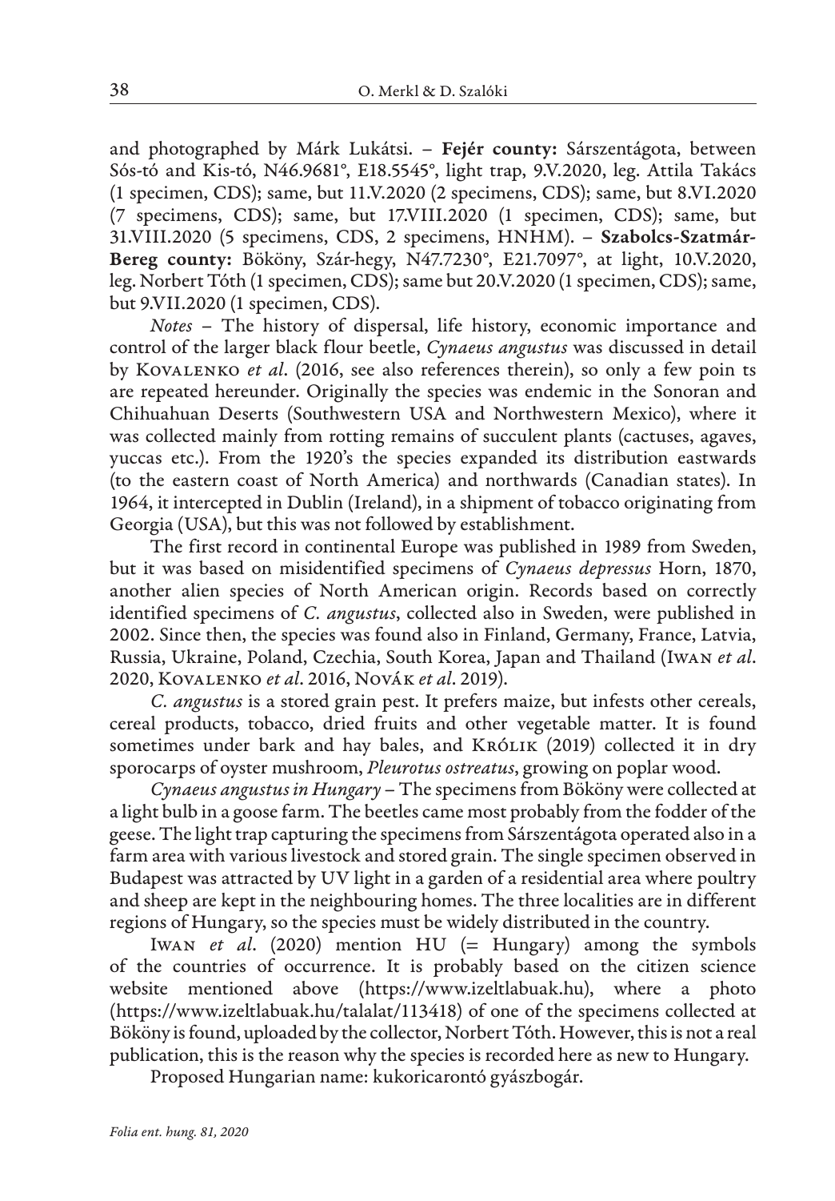and photographed by Márk Lukátsi. – **Fejér county:** Sárszentágota, between Sós-tó and Kis-tó, N46.9681°, E18.5545°, light trap, 9.V.2020, leg. Attila Takács (1 specimen, CDS); same, but 11.V.2020 (2 specimens, CDS); same, but 8.VI.2020 (7 specimens, CDS); same, but 17.VIII.2020 (1 specimen, CDS); same, but 31.VIII.2020 (5 specimens, CDS, 2 specimens, HNHM). – **Szabolcs-Szatmár-Bereg county:** Bököny, Szár-hegy, N47.7230°, E21.7097°, at light, 10.V.2020, leg. Norbert Tóth (1 specimen, CDS); same but 20.V.2020 (1 specimen, CDS); same, but 9.VII.2020 (1 specimen, CDS).

*Notes* – The history of dispersal, life history, economic importance and control of the larger black flour beetle, *Cynaeus angustus* was discussed in detail by Kovalenko *et al*. (2016, see also references therein), so only a few poin ts are repeated hereunder. Originally the species was endemic in the Sonoran and Chihuahuan Deserts (Southwestern USA and Northwestern Mexico), where it was collected mainly from rotting remains of succulent plants (cactuses, agaves, yuccas etc.). From the 1920's the species expanded its distribution eastwards (to the eastern coast of North America) and northwards (Canadian states). In 1964, it intercepted in Dublin (Ireland), in a shipment of tobacco originating from Georgia (USA), but this was not followed by establishment.

The first record in continental Europe was published in 1989 from Sweden, but it was based on misidentified specimens of *Cynaeus depressus* Horn, 1870, another alien species of North American origin. Records based on correctly identified specimens of *C. angustus*, collected also in Sweden, were published in 2002. Since then, the species was found also in Finland, Germany, France, Latvia, Russia, Ukraine, Poland, Czechia, South Korea, Japan and Thailand (Iwan *et al*. 2020, Kovalenko *et al*. 2016, Novák *et al*. 2019).

*C. angustus* is a stored grain pest. It prefers maize, but infests other cereals, cereal products, tobacco, dried fruits and other vegetable matter. It is found sometimes under bark and hay bales, and Królik (2019) collected it in dry sporocarps of oyster mushroom, *Pleurotus ostreatus*, growing on poplar wood.

*Cynaeus angustus in Hungary* – The specimens from Bököny were collected at a light bulb in a goose farm. The beetles came most probably from the fodder of the geese. The light trap capturing the specimens from Sárszentágota operated also in a farm area with various livestock and stored grain. The single specimen observed in Budapest was attracted by UV light in a garden of a residential area where poultry and sheep are kept in the neighbouring homes. The three localities are in different regions of Hungary, so the species must be widely distributed in the country.

Iwan *et al*. (2020) mention HU (= Hungary) among the symbols of the countries of occurrence. It is probably based on the citizen science website mentioned above (https://www.izeltlabuak.hu), where a photo (https://www.izeltlabuak.hu/talalat/113418) of one of the specimens collected at Bököny is found, uploaded by the collector, Norbert Tóth. However, this is not a real publication, this is the reason why the species is recorded here as new to Hungary.

Proposed Hungarian name: kukoricarontó gyászbogár.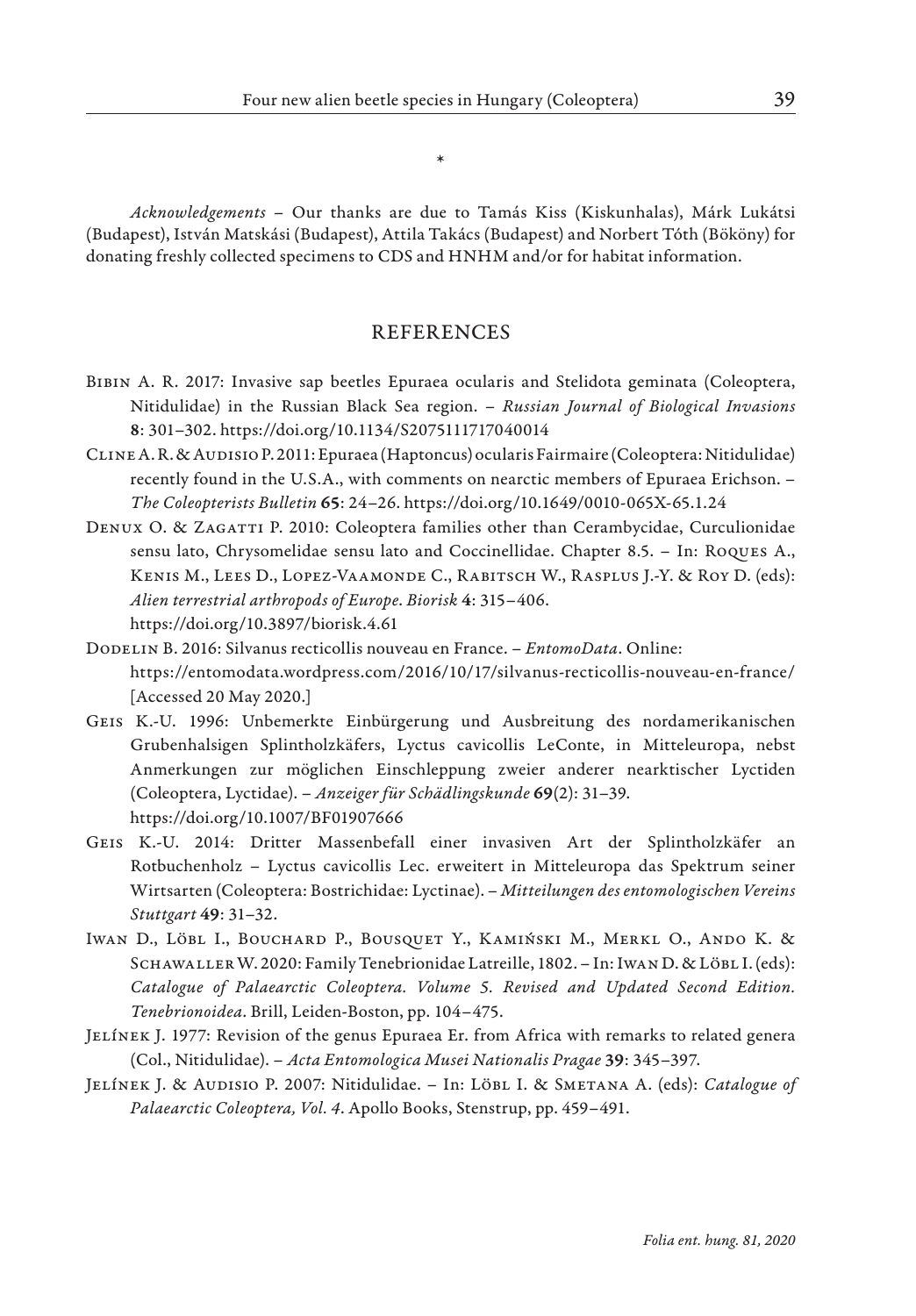\*

*Acknowledgements* – Our thanks are due to Tamás Kiss (Kiskunhalas), Márk Lukátsi (Budapest), István Matskási (Budapest), Attila Takács (Budapest) and Norbert Tóth (Bököny) for donating freshly collected specimens to CDS and HNHM and/or for habitat information.

## REFERENCES

Bibin A. R. 2017: Invasive sap beetles Epuraea ocularis and Stelidota geminata (Coleoptera, Nitidulidae) in the Russian Black Sea region. – *Russian Journal of Biological Invasions* **8**: 301–302. https://doi.org/10.1134/S2075111717040014

Cline A. R. & Audisio P. 2011: Epuraea (Haptoncus) ocularis Fairmaire (Coleoptera: Nitidulidae) recently found in the U.S.A., with comments on nearctic members of Epuraea Erichson. – *The Coleopterists Bulletin* **65**: 24–26. https://doi.org/10.1649/0010-065X-65.1.24

Denux O. & Zagatti P. 2010: Coleoptera families other than Cerambycidae, Curculionidae sensu lato, Chrysomelidae sensu lato and Coccinellidae. Chapter 8.5. – In: Roques A., Kenis M., Lees D., Lopez-Vaamonde C., Rabitsch W., Rasplus J.-Y. & Roy D. (eds): *Alien terrestrial arthropods of Europe. Biorisk* **4**: 315–406. https://doi.org/10.3897/biorisk.4.61

Dodelin B. 2016: Silvanus recticollis nouveau en France. – *EntomoData*. Online: https://entomodata.wordpress.com/2016/10/17/silvanus-recticollis-nouveau-en-france/ [Accessed 20 May 2020.]

Geis K.-U. 1996: Unbemerkte Einbürgerung und Ausbreitung des nordamerikanischen Grubenhalsigen Splintholzkäfers, Lyctus cavicollis LeConte, in Mitteleuropa, nebst Anmerkungen zur möglichen Einschleppung zweier anderer nearktischer Lyctiden (Coleoptera, Lyctidae). – *Anzeiger für Schädlingskunde* **69**(2): 31–39. https://doi.org/10.1007/BF01907666

Geis K.-U. 2014: Dritter Massenbefall einer invasiven Art der Splintholzkäfer an Rotbuchenholz – Lyctus cavicollis Lec. erweitert in Mitteleuropa das Spektrum seiner Wirtsarten (Coleoptera: Bostrichidae: Lyctinae). – *Mitteilungen des entomologischen Vereins Stuttgart* **49**: 31–32.

Iwan D., Löbl I., Bouchard P., Bousquet Y., Kamiński M., Merkl O., Ando K. & Schawaller W. 2020: Family Tenebrionidae Latreille, 1802. – In: Iwan D. & Löbl I. (eds): *Catalogue of Palaearctic Coleoptera. Volume 5. Revised and Updated Second Edition. Tenebrionoidea*. Brill, Leiden-Boston, pp. 104–475.

Jelínek J. 1977: Revision of the genus Epuraea Er. from Africa with remarks to related genera (Col., Nitidulidae). – *Acta Entomologica Musei Nationalis Pragae* **39**: 345–397.

Jelínek J. & Audisio P. 2007: Nitidulidae. – In: Löbl I. & Smetana A. (eds): *Catalogue of Palaearctic Coleoptera, Vol. 4*. Apollo Books, Stenstrup, pp. 459–491.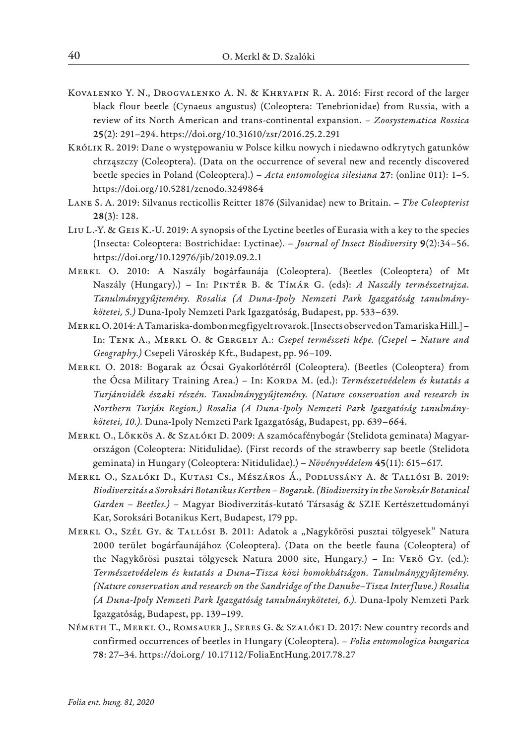Kovalenko Y. N., Drogvalenko A. N. & Khryapin R. A. 2016: First record of the larger black flour beetle (Cynaeus angustus) (Coleoptera: Tenebrionidae) from Russia, with a review of its North American and trans-continental expansion. – *Zoosystematica Rossica* **25**(2): 291–294. https://doi.org/10.31610/zsr/2016.25.2.291

Królik R. 2019: Dane o występowaniu w Polsce kilku nowych i niedawno odkrytych gatunków chrząszczy (Coleoptera). (Data on the occurrence of several new and recently discovered beetle species in Poland (Coleoptera).) – *Acta entomologica silesiana* **27**: (online 011): 1–5. https://doi.org/10.5281/zenodo.3249864

Lane S. A. 2019: Silvanus recticollis Reitter 1876 (Silvanidae) new to Britain. – *The Coleopterist* **28**(3): 128.

Liu L.-Y. & Geis K.-U. 2019: A synopsis of the Lyctine beetles of Eurasia with a key to the species (Insecta: Coleoptera: Bostrichidae: Lyctinae). – *Journal of Insect Biodiversity* **9**(2):34–56. https://doi.org/10.12976/jib/2019.09.2.1

Merkl O. 2010: A Naszály bogárfaunája (Coleoptera). (Beetles (Coleoptera) of Mt Naszály (Hungary).) – In: Pintér B. & Tímár G. (eds): *A Naszály természetrajza. Tanulmánygyűjtemény. Rosalia (A Duna-Ipoly Nemzeti Park Igazgatóság tanulmánykötetei, 5.)* Duna-Ipoly Nemzeti Park Igazgatóság, Budapest, pp. 533–639.

Merkl O. 2014: A Tamariska-dombon megfigyelt rovarok. [Insects observed on Tamariska Hill.] – In: Tenk A., Merkl O. & Gergely A.: *Csepel természeti képe. (Csepel – Nature and Geography.)* Csepeli Városkép Kft., Budapest, pp. 96–109.

Merkl O. 2018: Bogarak az Ócsai Gyakorlótérről (Coleoptera). (Beetles (Coleoptera) from the Ócsa Military Training Area.) – In: Korda M. (ed.): *Természetvédelem és kutatás a Turjánvidék északi részén. Tanulmánygyűjtemény. (Nature conservation and research in Northern Turján Region.) Rosalia (A Duna-Ipoly Nemzeti Park Igazgatóság tanulmánykötetei, 10.).* Duna-Ipoly Nemzeti Park Igazgatóság, Budapest, pp. 639–664.

Merkl O., Lőkkös A. & Szalóki D. 2009: A szamócafénybogár (Stelidota geminata) Magyarországon (Coleoptera: Nitidulidae). (First records of the strawberry sap beetle (Stelidota geminata) in Hungary (Coleoptera: Nitidulidae).) – *Növényvédelem* **45**(11): 615–617.

Merkl O., Szalóki D., Kutasi Cs., Mészáros Á., Podlussány A. & Tallósi B. 2019: *Biodiverzitás a Soroksári Botanikus Kertben – Bogarak. (Biodiversity in the Soroksár Botanical Garden – Beetles.)* – Magyar Biodiverzitás-kutató Társaság & SZIE Kertészettudományi Kar, Soroksári Botanikus Kert, Budapest, 179 pp.

Merkl O., Szél Gy. & Tallósi B. 2011: Adatok a „Nagykőrösi pusztai tölgyesek" Natura 2000 terület bogárfaunájához (Coleoptera). (Data on the beetle fauna (Coleoptera) of the Nagykőrösi pusztai tölgyesek Natura 2000 site, Hungary.) – In: Verő Gy. (ed.): *Természetvédelem és kutatás a Duna–Tisza közi homokhátságon. Tanulmánygyűjtemény. (Nature conservation and research on the Sandridge of the Danube–Tisza Interfluve.) Rosalia (A Duna-Ipoly Nemzeti Park Igazgatóság tanulmánykötetei, 6.).* Duna-Ipoly Nemzeti Park Igazgatóság, Budapest, pp. 139–199.

Németh T., Merkl O., Romsauer J., Seres G. & Szalóki D. 2017: New country records and confirmed occurrences of beetles in Hungary (Coleoptera). – *Folia entomologica hungarica* **78**: 27–34. https://doi.org/ 10.17112/FoliaEntHung.2017.78.27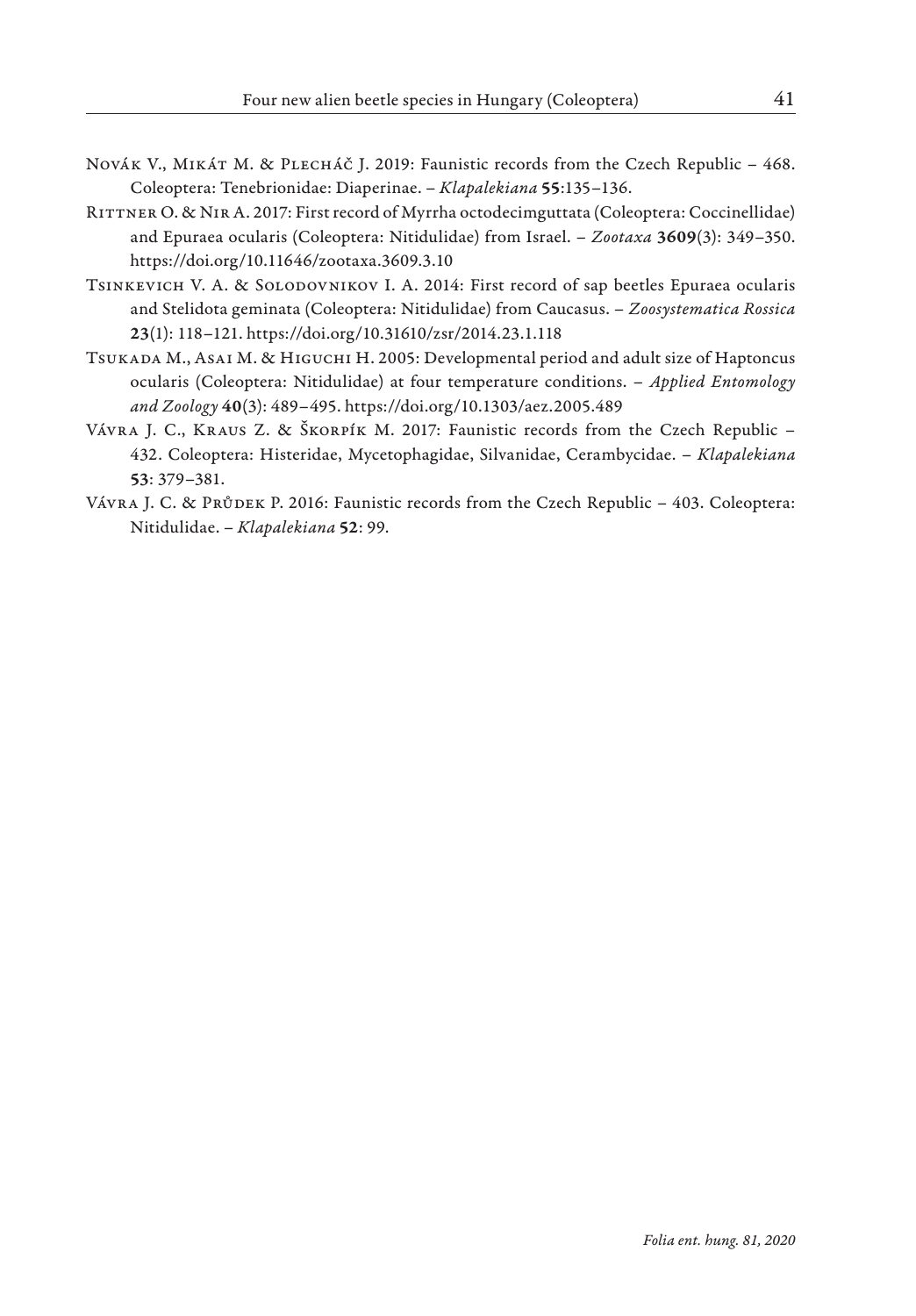Novák V., Mikát M. & Plecháč J. 2019: Faunistic records from the Czech Republic – 468. Coleoptera: Tenebrionidae: Diaperinae. – *Klapalekiana* **55**:135–136.

Rittner O. & Nir A. 2017: First record of Myrrha octodecimguttata (Coleoptera: Coccinellidae) and Epuraea ocularis (Coleoptera: Nitidulidae) from Israel. – *Zootaxa* **3609**(3): 349–350. https://doi.org/10.11646/zootaxa.3609.3.10

Tsinkevich V. A. & Solodovnikov I. A. 2014: First record of sap beetles Epuraea ocularis and Stelidota geminata (Coleoptera: Nitidulidae) from Caucasus. – *Zoosystematica Rossica* **23**(1): 118–121. https://doi.org/10.31610/zsr/2014.23.1.118

Tsukada M., Asai M. & Higuchi H. 2005: Developmental period and adult size of Haptoncus ocularis (Coleoptera: Nitidulidae) at four temperature conditions. – *Applied Entomology and Zoology* **40**(3): 489–495. https://doi.org/10.1303/aez.2005.489

Vávra J. C., Kraus Z. & Škorpík M. 2017: Faunistic records from the Czech Republic – 432. Coleoptera: Histeridae, Mycetophagidae, Silvanidae, Cerambycidae. – *Klapalekiana* **53**: 379–381.

Vávra J. C. & Průdek P. 2016: Faunistic records from the Czech Republic – 403. Coleoptera: Nitidulidae. – *Klapalekiana* **52**: 99.